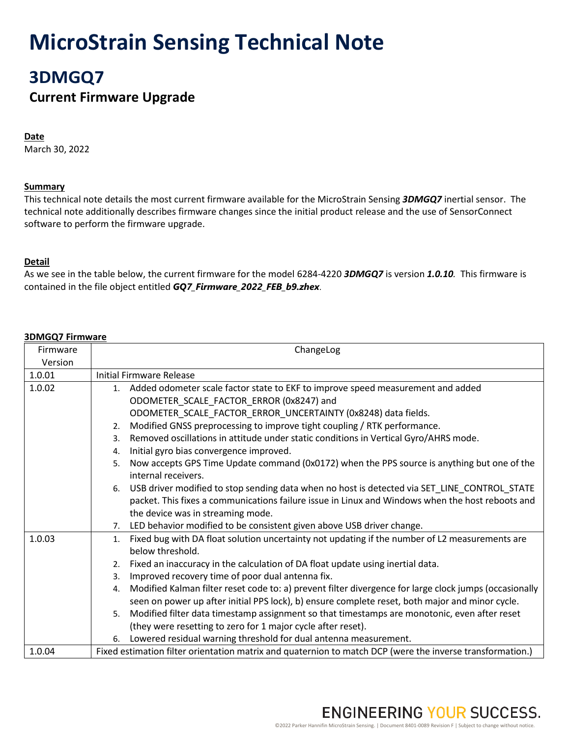# MicroStrain Sensing Technical Note

## 3DMGQ7

### Current Firmware Upgrade

**Date**

March 30, 2022

**Summary**

This technical note details the most current firmware available for the MicroStrain Sensing ***3DMGQ7*** inertial sensor. The technical note additionally describes firmware changes since the initial product release and the use of SensorConnect software to perform the firmware upgrade.

**Detail**

As we see in the table below, the current firmware for the model 6284-4220 ***3DMGQ7*** is version ***1.0.10***. This firmware is contained in the file object entitled ***GQ7_Firmware_2022_FEB_b9.zhex***.

**3DMGQ7 Firmware**

| Firmware Version | ChangeLog |
|---|---|
| 1.0.01 | Initial Firmware Release |
| 1.0.02 | 1. Added odometer scale factor state to EKF to improve speed measurement and added ODOMETER_SCALE_FACTOR_ERROR (0x8247) and ODOMETER_SCALE_FACTOR_ERROR_UNCERTAINTY (0x8248) data fields.<br>2. Modified GNSS preprocessing to improve tight coupling / RTK performance.<br>3. Removed oscillations in attitude under static conditions in Vertical Gyro/AHRS mode.<br>4. Initial gyro bias convergence improved.<br>5. Now accepts GPS Time Update command (0x0172) when the PPS source is anything but one of the internal receivers.<br>6. USB driver modified to stop sending data when no host is detected via SET_LINE_CONTROL_STATE packet. This fixes a communications failure issue in Linux and Windows when the host reboots and the device was in streaming mode.<br>7. LED behavior modified to be consistent given above USB driver change. |
| 1.0.03 | 1. Fixed bug with DA float solution uncertainty not updating if the number of L2 measurements are below threshold.<br>2. Fixed an inaccuracy in the calculation of DA float update using inertial data.<br>3. Improved recovery time of poor dual antenna fix.<br>4. Modified Kalman filter reset code to: a) prevent filter divergence for large clock jumps (occasionally seen on power up after initial PPS lock), b) ensure complete reset, both major and minor cycle.<br>5. Modified filter data timestamp assignment so that timestamps are monotonic, even after reset (they were resetting to zero for 1 major cycle after reset).<br>6. Lowered residual warning threshold for dual antenna measurement. |
| 1.0.04 | Fixed estimation filter orientation matrix and quaternion to match DCP (were the inverse transformation.) |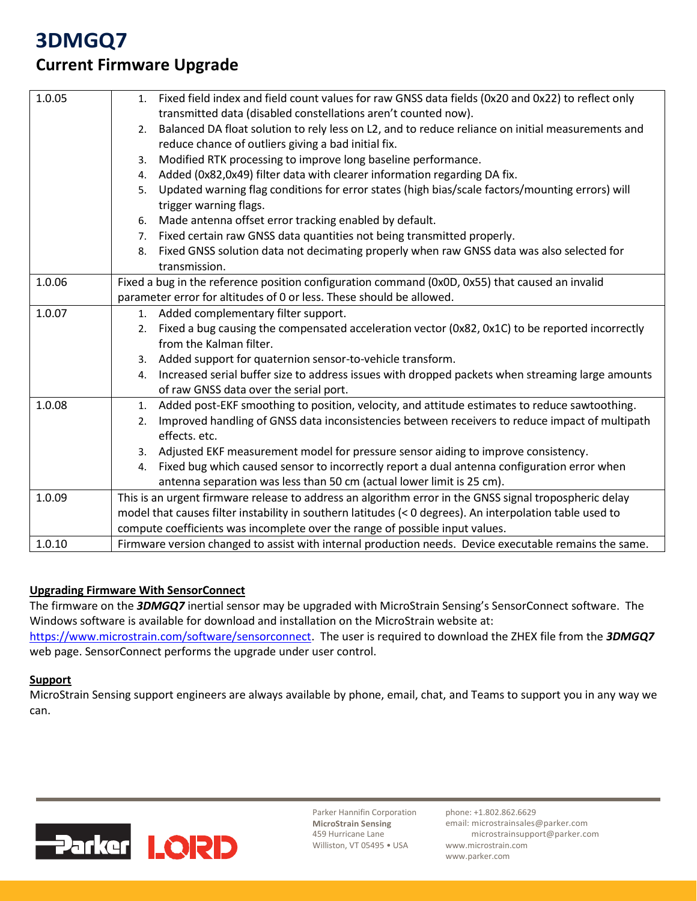# 3DMGQ7

## Current Firmware Upgrade

| | |
|---|---|
| 1.0.05 | 1. Fixed field index and field count values for raw GNSS data fields (0x20 and 0x22) to reflect only transmitted data (disabled constellations aren't counted now).<br>2. Balanced DA float solution to rely less on L2, and to reduce reliance on initial measurements and reduce chance of outliers giving a bad initial fix.<br>3. Modified RTK processing to improve long baseline performance.<br>4. Added (0x82,0x49) filter data with clearer information regarding DA fix.<br>5. Updated warning flag conditions for error states (high bias/scale factors/mounting errors) will trigger warning flags.<br>6. Made antenna offset error tracking enabled by default.<br>7. Fixed certain raw GNSS data quantities not being transmitted properly.<br>8. Fixed GNSS solution data not decimating properly when raw GNSS data was also selected for transmission. |
| 1.0.06 | Fixed a bug in the reference position configuration command (0x0D, 0x55) that caused an invalid parameter error for altitudes of 0 or less. These should be allowed. |
| 1.0.07 | 1. Added complementary filter support.<br>2. Fixed a bug causing the compensated acceleration vector (0x82, 0x1C) to be reported incorrectly from the Kalman filter.<br>3. Added support for quaternion sensor-to-vehicle transform.<br>4. Increased serial buffer size to address issues with dropped packets when streaming large amounts of raw GNSS data over the serial port. |
| 1.0.08 | 1. Added post-EKF smoothing to position, velocity, and attitude estimates to reduce sawtoothing.<br>2. Improved handling of GNSS data inconsistencies between receivers to reduce impact of multipath effects. etc.<br>3. Adjusted EKF measurement model for pressure sensor aiding to improve consistency.<br>4. Fixed bug which caused sensor to incorrectly report a dual antenna configuration error when antenna separation was less than 50 cm (actual lower limit is 25 cm). |
| 1.0.09 | This is an urgent firmware release to address an algorithm error in the GNSS signal tropospheric delay model that causes filter instability in southern latitudes (< 0 degrees). An interpolation table used to compute coefficients was incomplete over the range of possible input values. |
| 1.0.10 | Firmware version changed to assist with internal production needs. Device executable remains the same. |

**Upgrading Firmware With SensorConnect**

The firmware on the ***3DMGQ7*** inertial sensor may be upgraded with MicroStrain Sensing's SensorConnect software. The Windows software is available for download and installation on the MicroStrain website at: https://www.microstrain.com/software/sensorconnect. The user is required to download the ZHEX file from the ***3DMGQ7*** web page. SensorConnect performs the upgrade under user control.

**Support**

MicroStrain Sensing support engineers are always available by phone, email, chat, and Teams to support you in any way we can.

Parker Hannifin Corporation
**MicroStrain Sensing**
459 Hurricane Lane
Williston, VT 05495 • USA

phone: +1.802.862.6629
email: microstrainsales@parker.com
microstrainsupport@parker.com
www.microstrain.com
www.parker.com